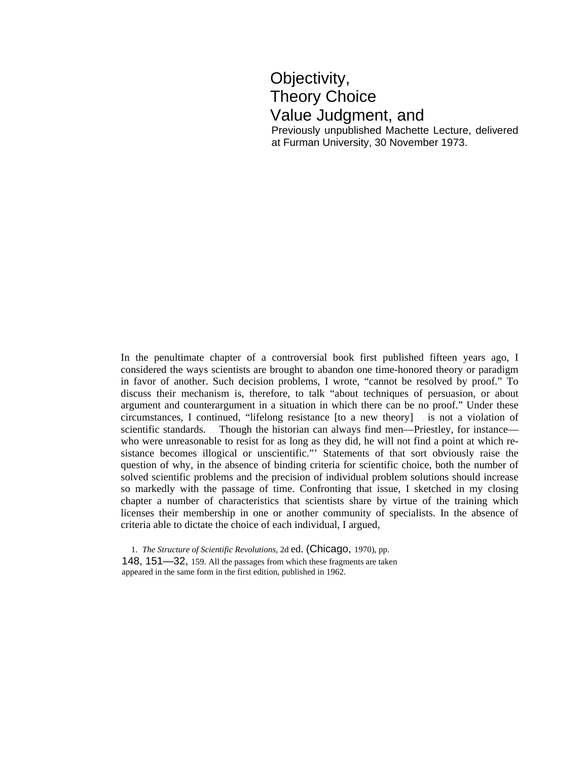# Objectivity, Theory Choice Value Judgment, and

Previously unpublished Machette Lecture, delivered at Furman University, 30 November 1973.

In the penultimate chapter of a controversial book first published fifteen years ago, I considered the ways scientists are brought to abandon one time-honored theory or paradigm in favor of another. Such decision problems, I wrote, "cannot be resolved by proof." To discuss their mechanism is, therefore, to talk "about techniques of persuasion, or about argument and counterargument in a situation in which there can be no proof." Under these circumstances, I continued, "lifelong resistance [to a new theory] . . . is not a violation of scientific standards. . . . Though the historian can always find men—Priestley, for instance—who were unreasonable to resist for as long as they did, he will not find a point at which resistance becomes illogical or unscientific."[1] Statements of that sort obviously raise the question of why, in the absence of binding criteria for scientific choice, both the number of solved scientific problems and the precision of individual problem solutions should increase so markedly with the passage of time. Confronting that issue, I sketched in my closing chapter a number of characteristics that scientists share by virtue of the training which licenses their membership in one or another community of specialists. In the absence of criteria able to dictate the choice of each individual, I argued,

1. *The Structure of Scientific Revolutions*, 2d ed. (Chicago, 1970), pp. 148, 151—32, 159. All the passages from which these fragments are taken appeared in the same form in the first edition, published in 1962.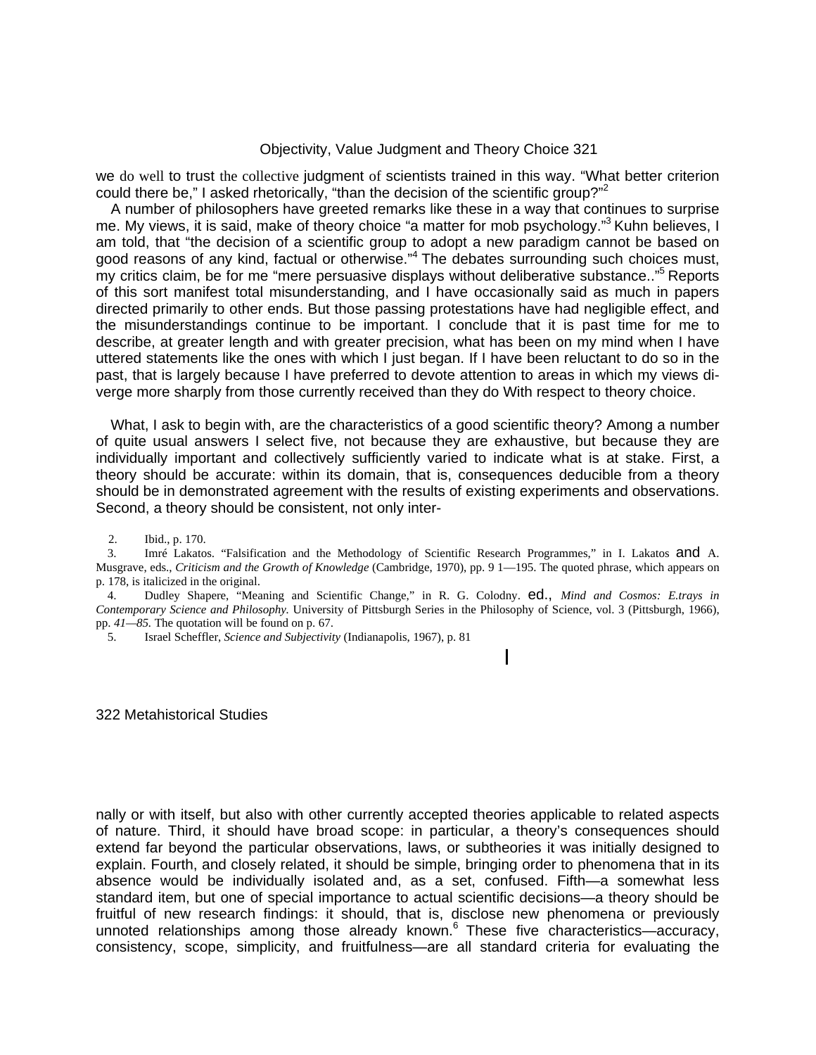we do well to trust the collective judgment of scientists trained in this way. “What better criterion could there be,” I asked rhetorically, “than the decision of the scientific group?”[2]

A number of philosophers have greeted remarks like these in a way that continues to surprise me. My views, it is said, make of theory choice “a matter for mob psychology.”[3] Kuhn believes, I am told, that “the decision of a scientific group to adopt a new paradigm cannot be based on good reasons of any kind, factual or otherwise.”[4] The debates surrounding such choices must, my critics claim, be for me “mere persuasive displays without deliberative substance..”[5] Reports of this sort manifest total misunderstanding, and I have occasionally said as much in papers directed primarily to other ends. But those passing protestations have had negligible effect, and the misunderstandings continue to be important. I conclude that it is past time for me to describe, at greater length and with greater precision, what has been on my mind when I have uttered statements like the ones with which I just began. If I have been reluctant to do so in the past, that is largely because I have preferred to devote attention to areas in which my views diverge more sharply from those currently received than they do With respect to theory choice.

What, I ask to begin with, are the characteristics of a good scientific theory? Among a number of quite usual answers I select five, not because they are exhaustive, but because they are individually important and collectively sufficiently varied to indicate what is at stake. First, a theory should be accurate: within its domain, that is, consequences deducible from a theory should be in demonstrated agreement with the results of existing experiments and observations. Second, a theory should be consistent, not only internally or with itself, but also with other currently accepted theories applicable to related aspects of nature. Third, it should have broad scope: in particular, a theory’s consequences should extend far beyond the particular observations, laws, or subtheories it was initially designed to explain. Fourth, and closely related, it should be simple, bringing order to phenomena that in its absence would be individually isolated and, as a set, confused. Fifth—a somewhat less standard item, but one of special importance to actual scientific decisions—a theory should be fruitful of new research findings: it should, that is, disclose new phenomena or previously unnoted relationships among those already known.[6] These five characteristics—accuracy, consistency, scope, simplicity, and fruitfulness—are all standard criteria for evaluating the

2. Ibid., p. 170.

3. Imré Lakatos. “Falsification and the Methodology of Scientific Research Programmes,” in I. Lakatos and A. Musgrave, eds., *Criticism and the Growth of Knowledge* (Cambridge, 1970), pp. 9 1—195. The quoted phrase, which appears on p. 178, is italicized in the original.

4. Dudley Shapere, “Meaning and Scientific Change,” in R. G. Colodny. ed., *Mind and Cosmos: E.trays in Contemporary Science and Philosophy.* University of Pittsburgh Series in the Philosophy of Science, vol. 3 (Pittsburgh, 1966), pp. *41—85.* The quotation will be found on p. 67.

5. Israel Scheffler, *Science and Subjectivity* (Indianapolis, 1967), p. 81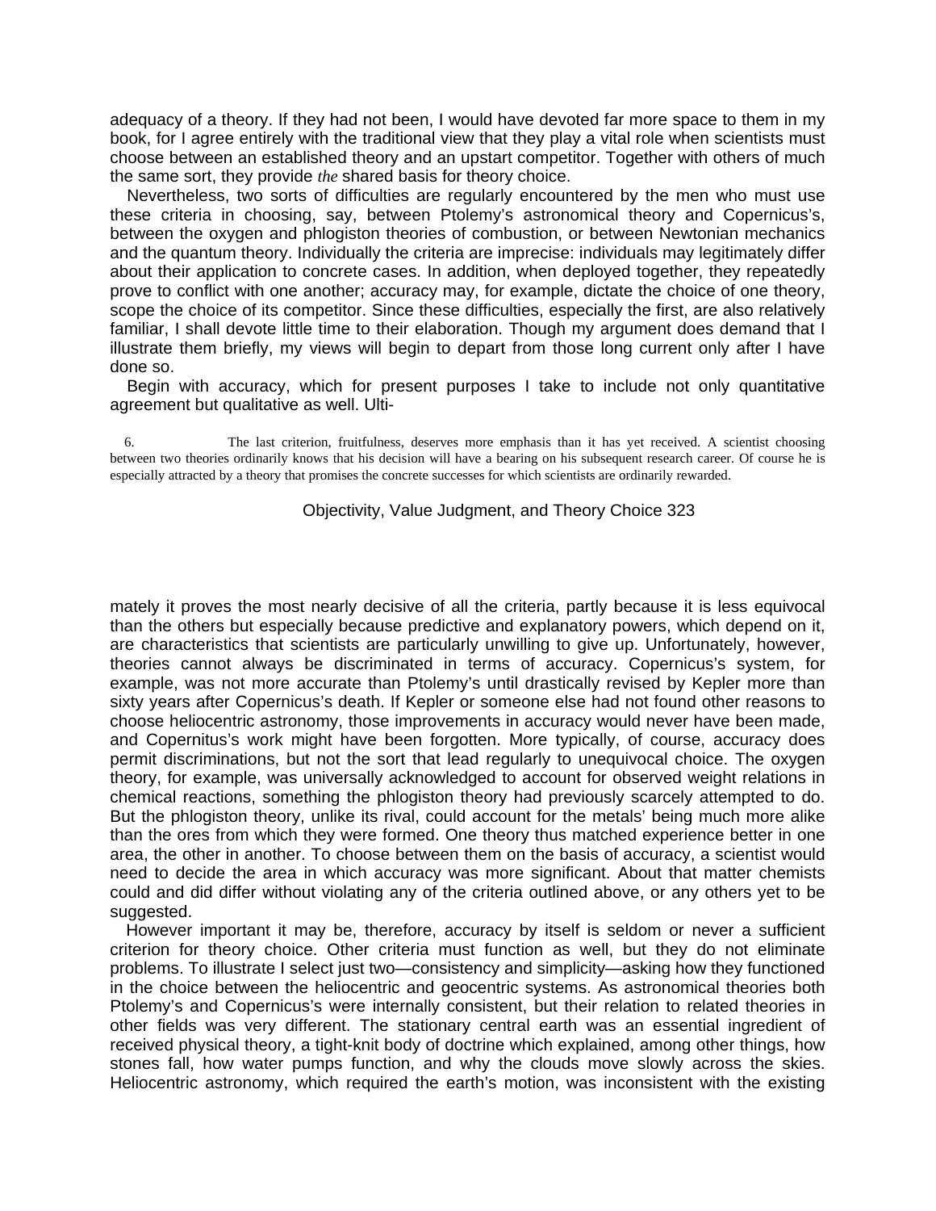adequacy of a theory. If they had not been, I would have devoted far more space to them in my book, for I agree entirely with the traditional view that they play a vital role when scientists must choose between an established theory and an upstart competitor. Together with others of much the same sort, they provide *the* shared basis for theory choice.

Nevertheless, two sorts of difficulties are regularly encountered by the men who must use these criteria in choosing, say, between Ptolemy's astronomical theory and Copernicus's, between the oxygen and phlogiston theories of combustion, or between Newtonian mechanics and the quantum theory. Individually the criteria are imprecise: individuals may legitimately differ about their application to concrete cases. In addition, when deployed together, they repeatedly prove to conflict with one another; accuracy may, for example, dictate the choice of one theory, scope the choice of its competitor. Since these difficulties, especially the first, are also relatively familiar, I shall devote little time to their elaboration. Though my argument does demand that I illustrate them briefly, my views will begin to depart from those long current only after I have done so.

Begin with accuracy, which for present purposes I take to include not only quantitative agreement but qualitative as well. Ultimately it proves the most nearly decisive of all the criteria, partly because it is less equivocal than the others but especially because predictive and explanatory powers, which depend on it, are characteristics that scientists are particularly unwilling to give up. Unfortunately, however, theories cannot always be discriminated in terms of accuracy. Copernicus's system, for example, was not more accurate than Ptolemy's until drastically revised by Kepler more than sixty years after Copernicus's death. If Kepler or someone else had not found other reasons to choose heliocentric astronomy, those improvements in accuracy would never have been made, and Copernitus's work might have been forgotten. More typically, of course, accuracy does permit discriminations, but not the sort that lead regularly to unequivocal choice. The oxygen theory, for example, was universally acknowledged to account for observed weight relations in chemical reactions, something the phlogiston theory had previously scarcely attempted to do. But the phlogiston theory, unlike its rival, could account for the metals' being much more alike than the ores from which they were formed. One theory thus matched experience better in one area, the other in another. To choose between them on the basis of accuracy, a scientist would need to decide the area in which accuracy was more significant. About that matter chemists could and did differ without violating any of the criteria outlined above, or any others yet to be suggested.

However important it may be, therefore, accuracy by itself is seldom or never a sufficient criterion for theory choice. Other criteria must function as well, but they do not eliminate problems. To illustrate I select just two—consistency and simplicity—asking how they functioned in the choice between the heliocentric and geocentric systems. As astronomical theories both Ptolemy's and Copernicus's were internally consistent, but their relation to related theories in other fields was very different. The stationary central earth was an essential ingredient of received physical theory, a tight-knit body of doctrine which explained, among other things, how stones fall, how water pumps function, and why the clouds move slowly across the skies. Heliocentric astronomy, which required the earth's motion, was inconsistent with the existing

6. The last criterion, fruitfulness, deserves more emphasis than it has yet received. A scientist choosing between two theories ordinarily knows that his decision will have a bearing on his subsequent research career. Of course he is especially attracted by a theory that promises the concrete successes for which scientists are ordinarily rewarded.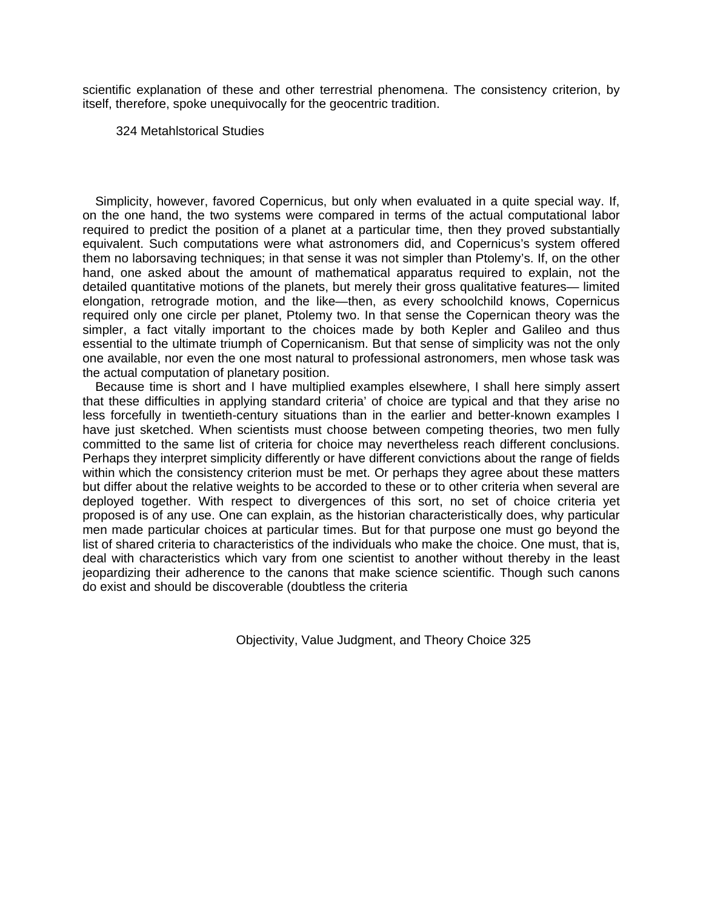scientific explanation of these and other terrestrial phenomena. The consistency criterion, by itself, therefore, spoke unequivocally for the geocentric tradition.

Simplicity, however, favored Copernicus, but only when evaluated in a quite special way. If, on the one hand, the two systems were compared in terms of the actual computational labor required to predict the position of a planet at a particular time, then they proved substantially equivalent. Such computations were what astronomers did, and Copernicus's system offered them no laborsaving techniques; in that sense it was not simpler than Ptolemy's. If, on the other hand, one asked about the amount of mathematical apparatus required to explain, not the detailed quantitative motions of the planets, but merely their gross qualitative features— limited elongation, retrograde motion, and the like—then, as every schoolchild knows, Copernicus required only one circle per planet, Ptolemy two. In that sense the Copernican theory was the simpler, a fact vitally important to the choices made by both Kepler and Galileo and thus essential to the ultimate triumph of Copernicanism. But that sense of simplicity was not the only one available, nor even the one most natural to professional astronomers, men whose task was the actual computation of planetary position.

Because time is short and I have multiplied examples elsewhere, I shall here simply assert that these difficulties in applying standard criteria' of choice are typical and that they arise no less forcefully in twentieth-century situations than in the earlier and better-known examples I have just sketched. When scientists must choose between competing theories, two men fully committed to the same list of criteria for choice may nevertheless reach different conclusions. Perhaps they interpret simplicity differently or have different convictions about the range of fields within which the consistency criterion must be met. Or perhaps they agree about these matters but differ about the relative weights to be accorded to these or to other criteria when several are deployed together. With respect to divergences of this sort, no set of choice criteria yet proposed is of any use. One can explain, as the historian characteristically does, why particular men made particular choices at particular times. But for that purpose one must go beyond the list of shared criteria to characteristics of the individuals who make the choice. One must, that is, deal with characteristics which vary from one scientist to another without thereby in the least jeopardizing their adherence to the canons that make science scientific. Though such canons do exist and should be discoverable (doubtless the criteria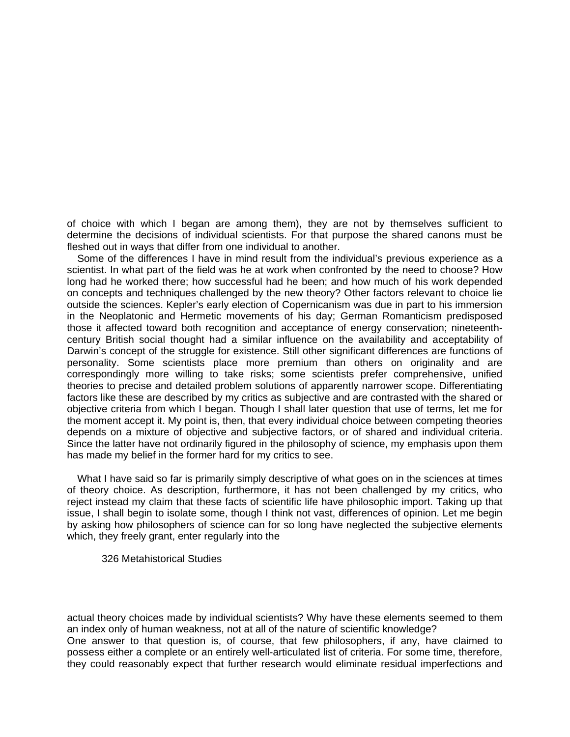of choice with which I began are among them), they are not by themselves sufficient to determine the decisions of individual scientists. For that purpose the shared canons must be fleshed out in ways that differ from one individual to another.

Some of the differences I have in mind result from the individual's previous experience as a scientist. In what part of the field was he at work when confronted by the need to choose? How long had he worked there; how successful had he been; and how much of his work depended on concepts and techniques challenged by the new theory? Other factors relevant to choice lie outside the sciences. Kepler's early election of Copernicanism was due in part to his immersion in the Neoplatonic and Hermetic movements of his day; German Romanticism predisposed those it affected toward both recognition and acceptance of energy conservation; nineteenth-century British social thought had a similar influence on the availability and acceptability of Darwin's concept of the struggle for existence. Still other significant differences are functions of personality. Some scientists place more premium than others on originality and are correspondingly more willing to take risks; some scientists prefer comprehensive, unified theories to precise and detailed problem solutions of apparently narrower scope. Differentiating factors like these are described by my critics as subjective and are contrasted with the shared or objective criteria from which I began. Though I shall later question that use of terms, let me for the moment accept it. My point is, then, that every individual choice between competing theories depends on a mixture of objective and subjective factors, or of shared and individual criteria. Since the latter have not ordinarily figured in the philosophy of science, my emphasis upon them has made my belief in the former hard for my critics to see.

What I have said so far is primarily simply descriptive of what goes on in the sciences at times of theory choice. As description, furthermore, it has not been challenged by my critics, who reject instead my claim that these facts of scientific life have philosophic import. Taking up that issue, I shall begin to isolate some, though I think not vast, differences of opinion. Let me begin by asking how philosophers of science can for so long have neglected the subjective elements which, they freely grant, enter regularly into the actual theory choices made by individual scientists? Why have these elements seemed to them an index only of human weakness, not at all of the nature of scientific knowledge?

One answer to that question is, of course, that few philosophers, if any, have claimed to possess either a complete or an entirely well-articulated list of criteria. For some time, therefore, they could reasonably expect that further research would eliminate residual imperfections and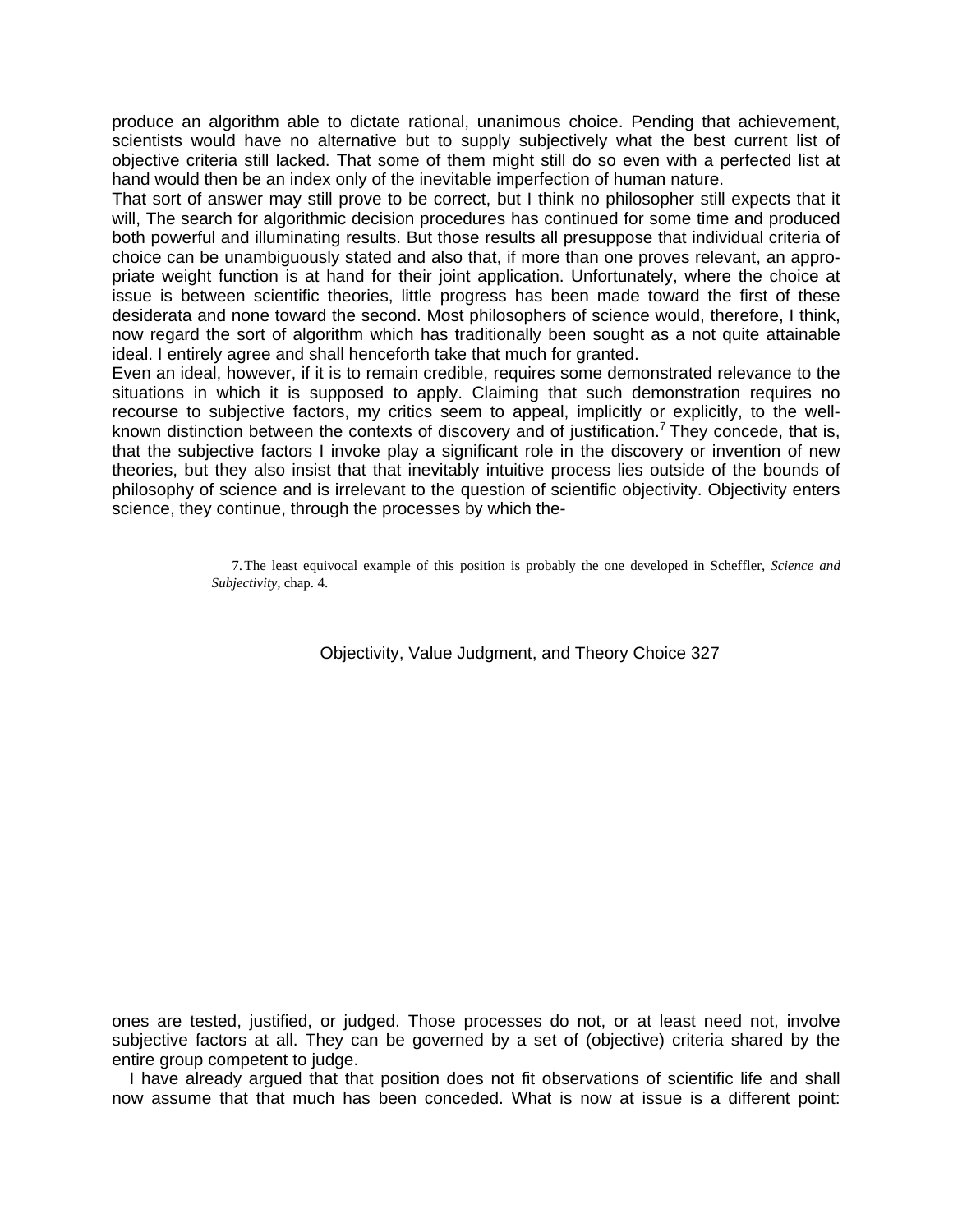produce an algorithm able to dictate rational, unanimous choice. Pending that achievement, scientists would have no alternative but to supply subjectively what the best current list of objective criteria still lacked. That some of them might still do so even with a perfected list at hand would then be an index only of the inevitable imperfection of human nature.

That sort of answer may still prove to be correct, but I think no philosopher still expects that it will, The search for algorithmic decision procedures has continued for some time and produced both powerful and illuminating results. But those results all presuppose that individual criteria of choice can be unambiguously stated and also that, if more than one proves relevant, an appropriate weight function is at hand for their joint application. Unfortunately, where the choice at issue is between scientific theories, little progress has been made toward the first of these desiderata and none toward the second. Most philosophers of science would, therefore, I think, now regard the sort of algorithm which has traditionally been sought as a not quite attainable ideal. I entirely agree and shall henceforth take that much for granted.

Even an ideal, however, if it is to remain credible, requires some demonstrated relevance to the situations in which it is supposed to apply. Claiming that such demonstration requires no recourse to subjective factors, my critics seem to appeal, implicitly or explicitly, to the well-known distinction between the contexts of discovery and of justification.[7] They concede, that is, that the subjective factors I invoke play a significant role in the discovery or invention of new theories, but they also insist that that inevitably intuitive process lies outside of the bounds of philosophy of science and is irrelevant to the question of scientific objectivity. Objectivity enters science, they continue, through the processes by which theones are tested, justified, or judged. Those processes do not, or at least need not, involve subjective factors at all. They can be governed by a set of (objective) criteria shared by the entire group competent to judge.

I have already argued that that position does not fit observations of scientific life and shall now assume that that much has been conceded. What is now at issue is a different point:

7. The least equivocal example of this position is probably the one developed in Scheffler, *Science and Subjectivity*, chap. 4.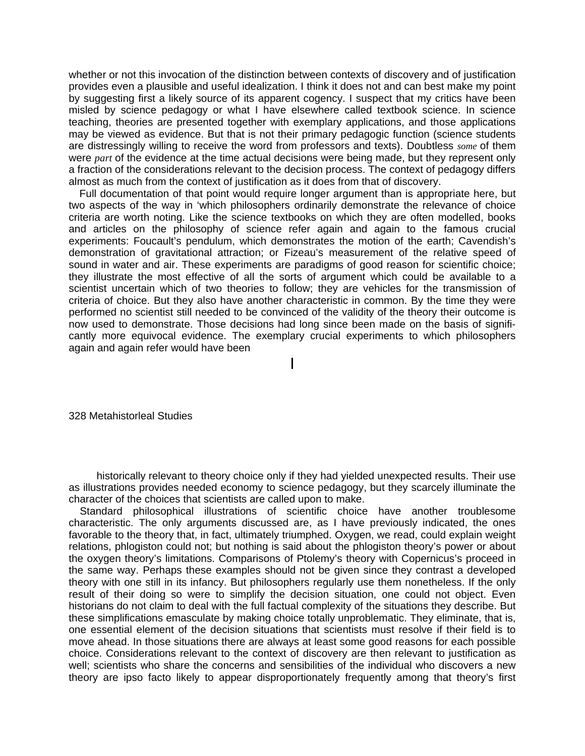whether or not this invocation of the distinction between contexts of discovery and of justification provides even a plausible and useful idealization. I think it does not and can best make my point by suggesting first a likely source of its apparent cogency. I suspect that my critics have been misled by science pedagogy or what I have elsewhere called textbook science. In science teaching, theories are presented together with exemplary applications, and those applications may be viewed as evidence. But that is not their primary pedagogic function (science students are distressingly willing to receive the word from professors and texts). Doubtless *some* of them were *part* of the evidence at the time actual decisions were being made, but they represent only a fraction of the considerations relevant to the decision process. The context of pedagogy differs almost as much from the context of justification as it does from that of discovery.

Full documentation of that point would require longer argument than is appropriate here, but two aspects of the way in ‘which philosophers ordinarily demonstrate the relevance of choice criteria are worth noting. Like the science textbooks on which they are often modelled, books and articles on the philosophy of science refer again and again to the famous crucial experiments: Foucault’s pendulum, which demonstrates the motion of the earth; Cavendish’s demonstration of gravitational attraction; or Fizeau’s measurement of the relative speed of sound in water and air. These experiments are paradigms of good reason for scientific choice; they illustrate the most effective of all the sorts of argument which could be available to a scientist uncertain which of two theories to follow; they are vehicles for the transmission of criteria of choice. But they also have another characteristic in common. By the time they were performed no scientist still needed to be convinced of the validity of the theory their outcome is now used to demonstrate. Those decisions had long since been made on the basis of significantly more equivocal evidence. The exemplary crucial experiments to which philosophers again and again refer would have been historically relevant to theory choice only if they had yielded unexpected results. Their use as illustrations provides needed economy to science pedagogy, but they scarcely illuminate the character of the choices that scientists are called upon to make.

Standard philosophical illustrations of scientific choice have another troublesome characteristic. The only arguments discussed are, as I have previously indicated, the ones favorable to the theory that, in fact, ultimately triumphed. Oxygen, we read, could explain weight relations, phlogiston could not; but nothing is said about the phlogiston theory’s power or about the oxygen theory’s limitations. Comparisons of Ptolemy’s theory with Copernicus’s proceed in the same way. Perhaps these examples should not be given since they contrast a developed theory with one still in its infancy. But philosophers regularly use them nonetheless. If the only result of their doing so were to simplify the decision situation, one could not object. Even historians do not claim to deal with the full factual complexity of the situations they describe. But these simplifications emasculate by making choice totally unproblematic. They eliminate, that is, one essential element of the decision situations that scientists must resolve if their field is to move ahead. In those situations there are always at least some good reasons for each possible choice. Considerations relevant to the context of discovery are then relevant to justification as well; scientists who share the concerns and sensibilities of the individual who discovers a new theory are ipso facto likely to appear disproportionately frequently among that theory’s first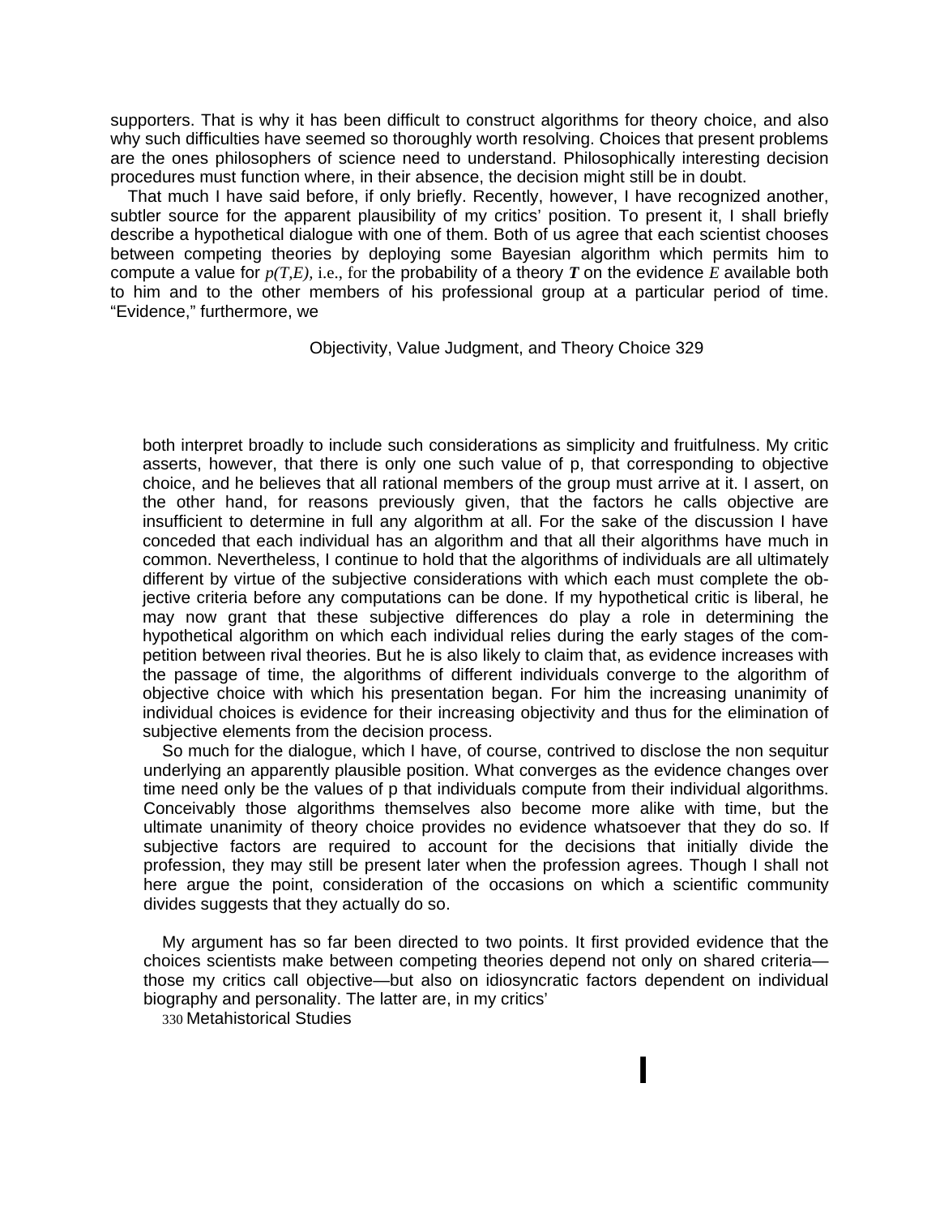supporters. That is why it has been difficult to construct algorithms for theory choice, and also why such difficulties have seemed so thoroughly worth resolving. Choices that present problems are the ones philosophers of science need to understand. Philosophically interesting decision procedures must function where, in their absence, the decision might still be in doubt.

That much I have said before, if only briefly. Recently, however, I have recognized another, subtler source for the apparent plausibility of my critics' position. To present it, I shall briefly describe a hypothetical dialogue with one of them. Both of us agree that each scientist chooses between competing theories by deploying some Bayesian algorithm which permits him to compute a value for $p(T,E)$, i.e., for the probability of a theory ***T*** on the evidence *E* available both to him and to the other members of his professional group at a particular period of time. "Evidence," furthermore, we both interpret broadly to include such considerations as simplicity and fruitfulness. My critic asserts, however, that there is only one such value of p, that corresponding to objective choice, and he believes that all rational members of the group must arrive at it. I assert, on the other hand, for reasons previously given, that the factors he calls objective are insufficient to determine in full any algorithm at all. For the sake of the discussion I have conceded that each individual has an algorithm and that all their algorithms have much in common. Nevertheless, I continue to hold that the algorithms of individuals are all ultimately different by virtue of the subjective considerations with which each must complete the objective criteria before any computations can be done. If my hypothetical critic is liberal, he may now grant that these subjective differences do play a role in determining the hypothetical algorithm on which each individual relies during the early stages of the competition between rival theories. But he is also likely to claim that, as evidence increases with the passage of time, the algorithms of different individuals converge to the algorithm of objective choice with which his presentation began. For him the increasing unanimity of individual choices is evidence for their increasing objectivity and thus for the elimination of subjective elements from the decision process.

So much for the dialogue, which I have, of course, contrived to disclose the non sequitur underlying an apparently plausible position. What converges as the evidence changes over time need only be the values of p that individuals compute from their individual algorithms. Conceivably those algorithms themselves also become more alike with time, but the ultimate unanimity of theory choice provides no evidence whatsoever that they do so. If subjective factors are required to account for the decisions that initially divide the profession, they may still be present later when the profession agrees. Though I shall not here argue the point, consideration of the occasions on which a scientific community divides suggests that they actually do so.

My argument has so far been directed to two points. It first provided evidence that the choices scientists make between competing theories depend not only on shared criteria—those my critics call objective—but also on idiosyncratic factors dependent on individual biography and personality. The latter are, in my critics'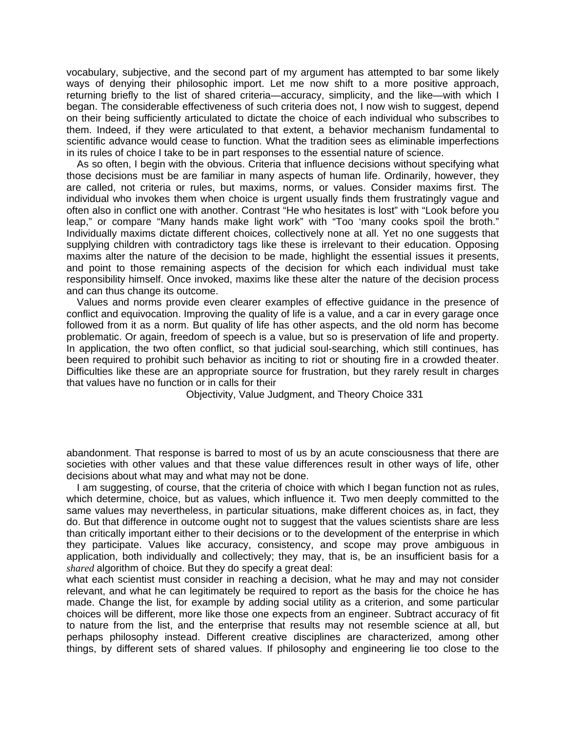vocabulary, subjective, and the second part of my argument has attempted to bar some likely ways of denying their philosophic import. Let me now shift to a more positive approach, returning briefly to the list of shared criteria—accuracy, simplicity, and the like—with which I began. The considerable effectiveness of such criteria does not, I now wish to suggest, depend on their being sufficiently articulated to dictate the choice of each individual who subscribes to them. Indeed, if they were articulated to that extent, a behavior mechanism fundamental to scientific advance would cease to function. What the tradition sees as eliminable imperfections in its rules of choice I take to be in part responses to the essential nature of science.

As so often, I begin with the obvious. Criteria that influence decisions without specifying what those decisions must be are familiar in many aspects of human life. Ordinarily, however, they are called, not criteria or rules, but maxims, norms, or values. Consider maxims first. The individual who invokes them when choice is urgent usually finds them frustratingly vague and often also in conflict one with another. Contrast "He who hesitates is lost" with "Look before you leap," or compare "Many hands make light work" with "Too 'many cooks spoil the broth." Individually maxims dictate different choices, collectively none at all. Yet no one suggests that supplying children with contradictory tags like these is irrelevant to their education. Opposing maxims alter the nature of the decision to be made, highlight the essential issues it presents, and point to those remaining aspects of the decision for which each individual must take responsibility himself. Once invoked, maxims like these alter the nature of the decision process and can thus change its outcome.

Values and norms provide even clearer examples of effective guidance in the presence of conflict and equivocation. Improving the quality of life is a value, and a car in every garage once followed from it as a norm. But quality of life has other aspects, and the old norm has become problematic. Or again, freedom of speech is a value, but so is preservation of life and property. In application, the two often conflict, so that judicial soul-searching, which still continues, has been required to prohibit such behavior as inciting to riot or shouting fire in a crowded theater. Difficulties like these are an appropriate source for frustration, but they rarely result in charges that values have no function or in calls for their abandonment. That response is barred to most of us by an acute consciousness that there are societies with other values and that these value differences result in other ways of life, other decisions about what may and what may not be done.

I am suggesting, of course, that the criteria of choice with which I began function not as rules, which determine, choice, but as values, which influence it. Two men deeply committed to the same values may nevertheless, in particular situations, make different choices as, in fact, they do. But that difference in outcome ought not to suggest that the values scientists share are less than critically important either to their decisions or to the development of the enterprise in which they participate. Values like accuracy, consistency, and scope may prove ambiguous in application, both individually and collectively; they may, that is, be an insufficient basis for a *shared* algorithm of choice. But they do specify a great deal:
what each scientist must consider in reaching a decision, what he may and may not consider relevant, and what he can legitimately be required to report as the basis for the choice he has made. Change the list, for example by adding social utility as a criterion, and some particular choices will be different, more like those one expects from an engineer. Subtract accuracy of fit to nature from the list, and the enterprise that results may not resemble science at all, but perhaps philosophy instead. Different creative disciplines are characterized, among other things, by different sets of shared values. If philosophy and engineering lie too close to the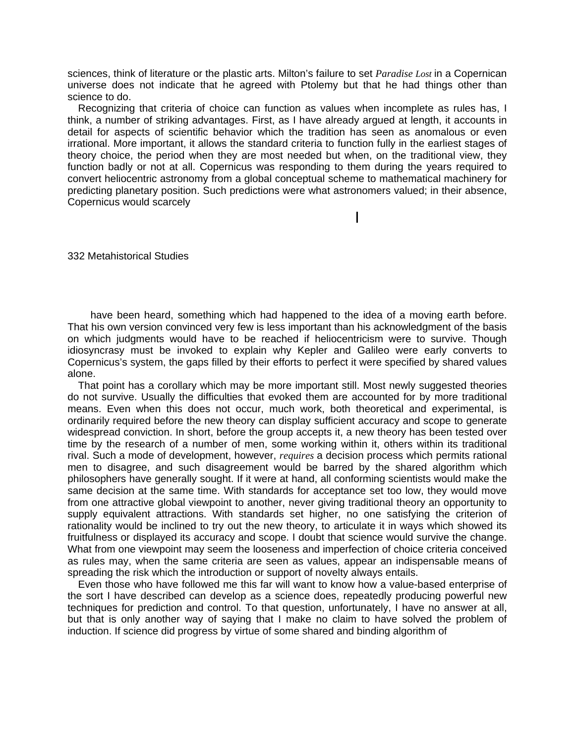sciences, think of literature or the plastic arts. Milton's failure to set *Paradise Lost* in a Copernican universe does not indicate that he agreed with Ptolemy but that he had things other than science to do.

Recognizing that criteria of choice can function as values when incomplete as rules has, I think, a number of striking advantages. First, as I have already argued at length, it accounts in detail for aspects of scientific behavior which the tradition has seen as anomalous or even irrational. More important, it allows the standard criteria to function fully in the earliest stages of theory choice, the period when they are most needed but when, on the traditional view, they function badly or not at all. Copernicus was responding to them during the years required to convert heliocentric astronomy from a global conceptual scheme to mathematical machinery for predicting planetary position. Such predictions were what astronomers valued; in their absence, Copernicus would scarcely have been heard, something which had happened to the idea of a moving earth before. That his own version convinced very few is less important than his acknowledgment of the basis on which judgments would have to be reached if heliocentricism were to survive. Though idiosyncrasy must be invoked to explain why Kepler and Galileo were early converts to Copernicus's system, the gaps filled by their efforts to perfect it were specified by shared values alone.

That point has a corollary which may be more important still. Most newly suggested theories do not survive. Usually the difficulties that evoked them are accounted for by more traditional means. Even when this does not occur, much work, both theoretical and experimental, is ordinarily required before the new theory can display sufficient accuracy and scope to generate widespread conviction. In short, before the group accepts it, a new theory has been tested over time by the research of a number of men, some working within it, others within its traditional rival. Such a mode of development, however, *requires* a decision process which permits rational men to disagree, and such disagreement would be barred by the shared algorithm which philosophers have generally sought. If it were at hand, all conforming scientists would make the same decision at the same time. With standards for acceptance set too low, they would move from one attractive global viewpoint to another, never giving traditional theory an opportunity to supply equivalent attractions. With standards set higher, no one satisfying the criterion of rationality would be inclined to try out the new theory, to articulate it in ways which showed its fruitfulness or displayed its accuracy and scope. I doubt that science would survive the change. What from one viewpoint may seem the looseness and imperfection of choice criteria conceived as rules may, when the same criteria are seen as values, appear an indispensable means of spreading the risk which the introduction or support of novelty always entails.

Even those who have followed me this far will want to know how a value-based enterprise of the sort I have described can develop as a science does, repeatedly producing powerful new techniques for prediction and control. To that question, unfortunately, I have no answer at all, but that is only another way of saying that I make no claim to have solved the problem of induction. If science did progress by virtue of some shared and binding algorithm of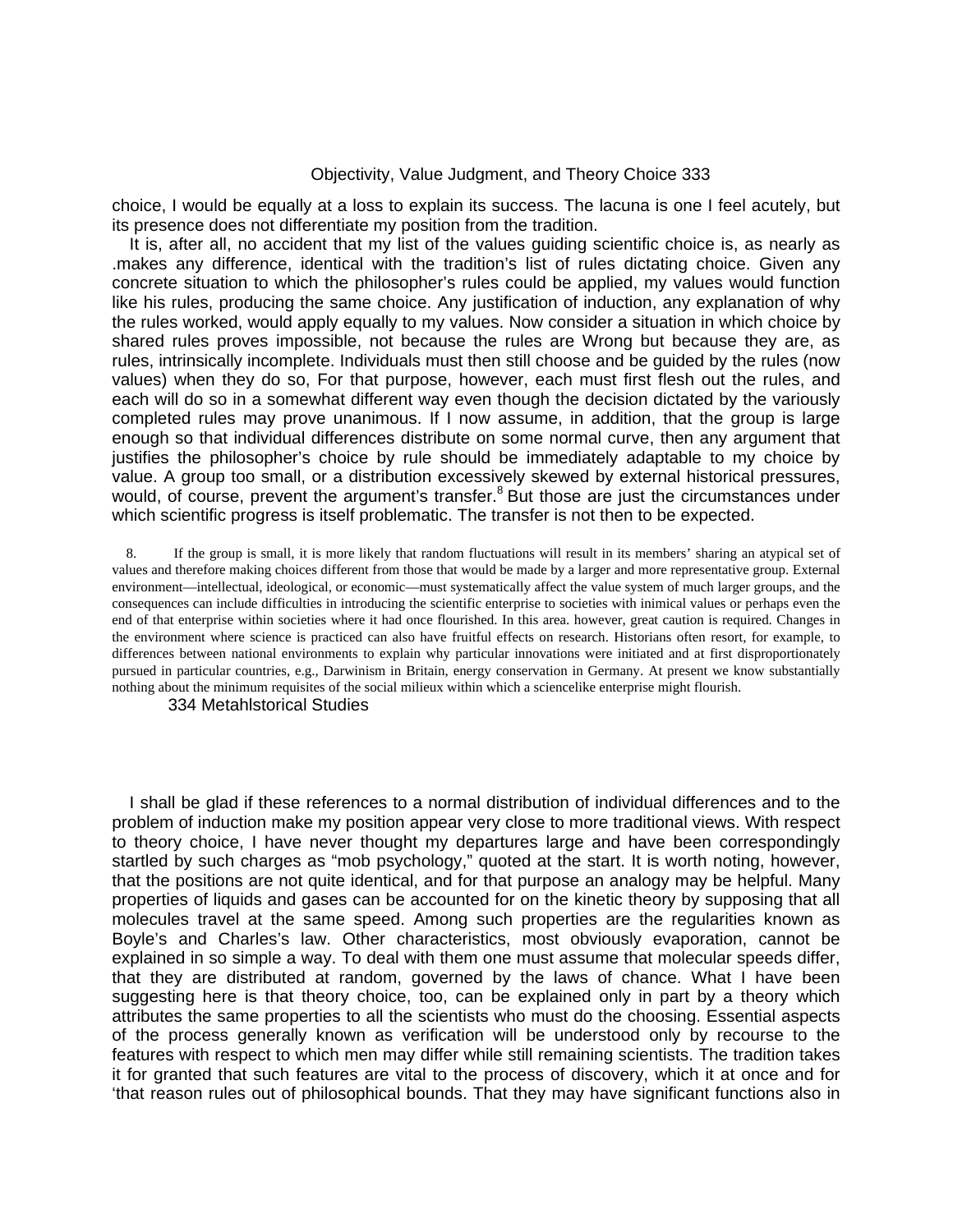choice, I would be equally at a loss to explain its success. The lacuna is one I feel acutely, but its presence does not differentiate my position from the tradition.

It is, after all, no accident that my list of the values guiding scientific choice is, as nearly as .makes any difference, identical with the tradition's list of rules dictating choice. Given any concrete situation to which the philosopher's rules could be applied, my values would function like his rules, producing the same choice. Any justification of induction, any explanation of why the rules worked, would apply equally to my values. Now consider a situation in which choice by shared rules proves impossible, not because the rules are Wrong but because they are, as rules, intrinsically incomplete. Individuals must then still choose and be guided by the rules (now values) when they do so, For that purpose, however, each must first flesh out the rules, and each will do so in a somewhat different way even though the decision dictated by the variously completed rules may prove unanimous. If I now assume, in addition, that the group is large enough so that individual differences distribute on some normal curve, then any argument that justifies the philosopher's choice by rule should be immediately adaptable to my choice by value. A group too small, or a distribution excessively skewed by external historical pressures, would, of course, prevent the argument's transfer.[8] But those are just the circumstances under which scientific progress is itself problematic. The transfer is not then to be expected.

8. If the group is small, it is more likely that random fluctuations will result in its members' sharing an atypical set of values and therefore making choices different from those that would be made by a larger and more representative group. External environment—intellectual, ideological, or economic—must systematically affect the value system of much larger groups, and the consequences can include difficulties in introducing the scientific enterprise to societies with inimical values or perhaps even the end of that enterprise within societies where it had once flourished. In this area. however, great caution is required. Changes in the environment where science is practiced can also have fruitful effects on research. Historians often resort, for example, to differences between national environments to explain why particular innovations were initiated and at first disproportionately pursued in particular countries, e.g., Darwinism in Britain, energy conservation in Germany. At present we know substantially nothing about the minimum requisites of the social milieux within which a sciencelike enterprise might flourish.

I shall be glad if these references to a normal distribution of individual differences and to the problem of induction make my position appear very close to more traditional views. With respect to theory choice, I have never thought my departures large and have been correspondingly startled by such charges as "mob psychology," quoted at the start. It is worth noting, however, that the positions are not quite identical, and for that purpose an analogy may be helpful. Many properties of liquids and gases can be accounted for on the kinetic theory by supposing that all molecules travel at the same speed. Among such properties are the regularities known as Boyle's and Charles's law. Other characteristics, most obviously evaporation, cannot be explained in so simple a way. To deal with them one must assume that molecular speeds differ, that they are distributed at random, governed by the laws of chance. What I have been suggesting here is that theory choice, too, can be explained only in part by a theory which attributes the same properties to all the scientists who must do the choosing. Essential aspects of the process generally known as verification will be understood only by recourse to the features with respect to which men may differ while still remaining scientists. The tradition takes it for granted that such features are vital to the process of discovery, which it at once and for 'that reason rules out of philosophical bounds. That they may have significant functions also in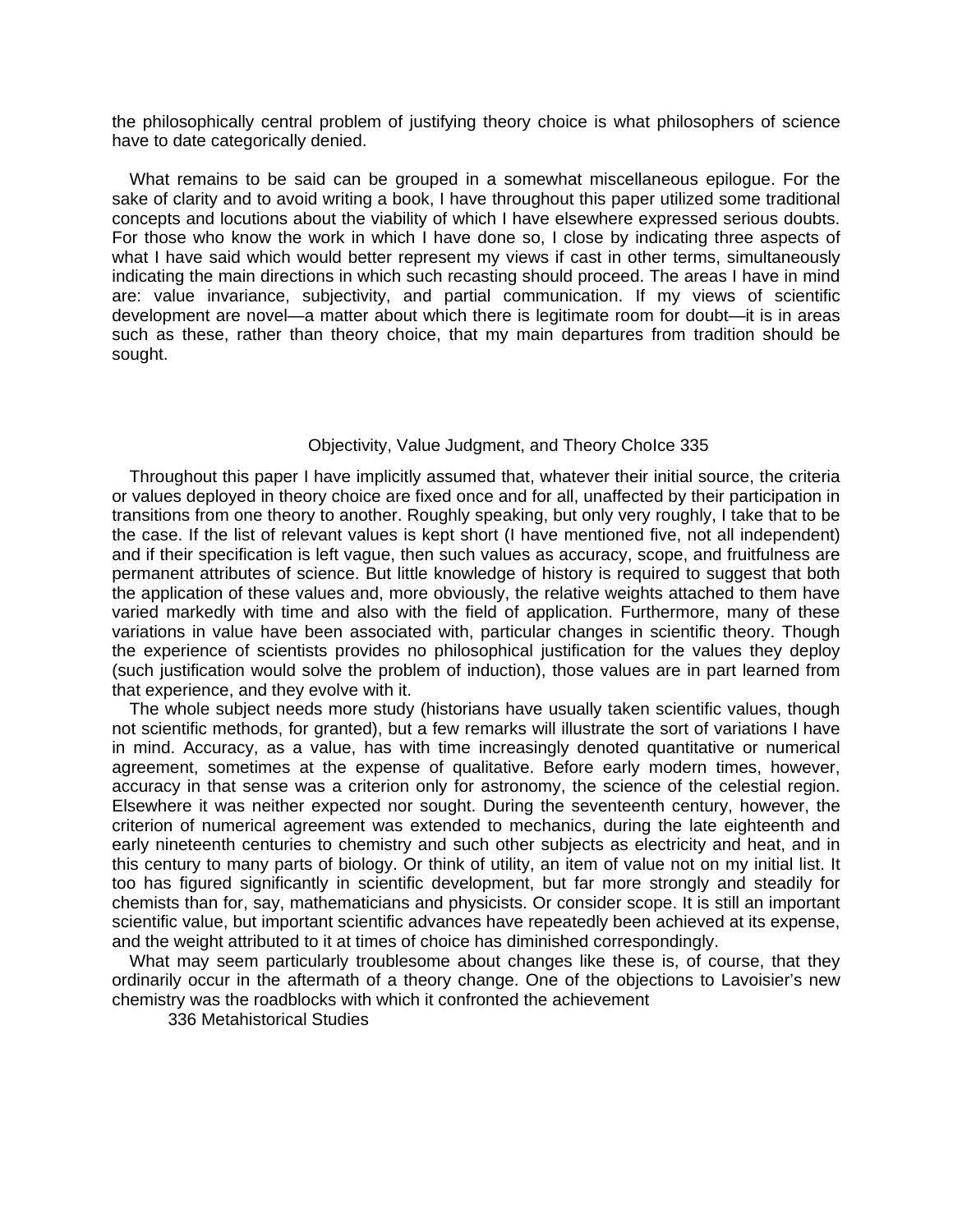the philosophically central problem of justifying theory choice is what philosophers of science have to date categorically denied.

What remains to be said can be grouped in a somewhat miscellaneous epilogue. For the sake of clarity and to avoid writing a book, I have throughout this paper utilized some traditional concepts and locutions about the viability of which I have elsewhere expressed serious doubts. For those who know the work in which I have done so, I close by indicating three aspects of what I have said which would better represent my views if cast in other terms, simultaneously indicating the main directions in which such recasting should proceed. The areas I have in mind are: value invariance, subjectivity, and partial communication. If my views of scientific development are novel—a matter about which there is legitimate room for doubt—it is in areas such as these, rather than theory choice, that my main departures from tradition should be sought.

Throughout this paper I have implicitly assumed that, whatever their initial source, the criteria or values deployed in theory choice are fixed once and for all, unaffected by their participation in transitions from one theory to another. Roughly speaking, but only very roughly, I take that to be the case. If the list of relevant values is kept short (I have mentioned five, not all independent) and if their specification is left vague, then such values as accuracy, scope, and fruitfulness are permanent attributes of science. But little knowledge of history is required to suggest that both the application of these values and, more obviously, the relative weights attached to them have varied markedly with time and also with the field of application. Furthermore, many of these variations in value have been associated with, particular changes in scientific theory. Though the experience of scientists provides no philosophical justification for the values they deploy (such justification would solve the problem of induction), those values are in part learned from that experience, and they evolve with it.

The whole subject needs more study (historians have usually taken scientific values, though not scientific methods, for granted), but a few remarks will illustrate the sort of variations I have in mind. Accuracy, as a value, has with time increasingly denoted quantitative or numerical agreement, sometimes at the expense of qualitative. Before early modern times, however, accuracy in that sense was a criterion only for astronomy, the science of the celestial region. Elsewhere it was neither expected nor sought. During the seventeenth century, however, the criterion of numerical agreement was extended to mechanics, during the late eighteenth and early nineteenth centuries to chemistry and such other subjects as electricity and heat, and in this century to many parts of biology. Or think of utility, an item of value not on my initial list. It too has figured significantly in scientific development, but far more strongly and steadily for chemists than for, say, mathematicians and physicists. Or consider scope. It is still an important scientific value, but important scientific advances have repeatedly been achieved at its expense, and the weight attributed to it at times of choice has diminished correspondingly.

What may seem particularly troublesome about changes like these is, of course, that they ordinarily occur in the aftermath of a theory change. One of the objections to Lavoisier's new chemistry was the roadblocks with which it confronted the achievement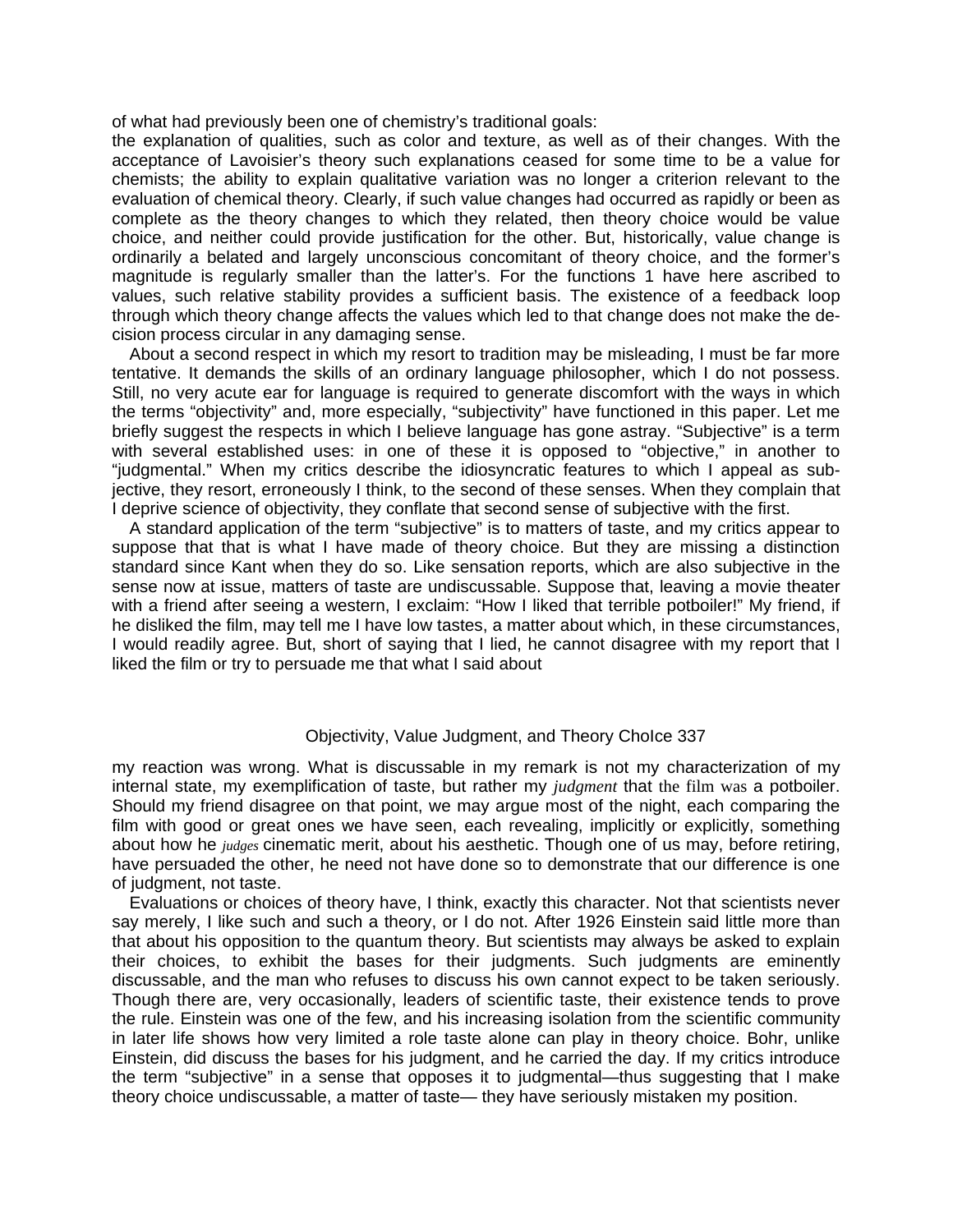of what had previously been one of chemistry's traditional goals:
the explanation of qualities, such as color and texture, as well as of their changes. With the acceptance of Lavoisier's theory such explanations ceased for some time to be a value for chemists; the ability to explain qualitative variation was no longer a criterion relevant to the evaluation of chemical theory. Clearly, if such value changes had occurred as rapidly or been as complete as the theory changes to which they related, then theory choice would be value choice, and neither could provide justification for the other. But, historically, value change is ordinarily a belated and largely unconscious concomitant of theory choice, and the former's magnitude is regularly smaller than the latter's. For the functions 1 have here ascribed to values, such relative stability provides a sufficient basis. The existence of a feedback loop through which theory change affects the values which led to that change does not make the decision process circular in any damaging sense.

About a second respect in which my resort to tradition may be misleading, I must be far more tentative. It demands the skills of an ordinary language philosopher, which I do not possess. Still, no very acute ear for language is required to generate discomfort with the ways in which the terms "objectivity" and, more especially, "subjectivity" have functioned in this paper. Let me briefly suggest the respects in which I believe language has gone astray. "Subjective" is a term with several established uses: in one of these it is opposed to "objective," in another to "judgmental." When my critics describe the idiosyncratic features to which I appeal as subjective, they resort, erroneously I think, to the second of these senses. When they complain that I deprive science of objectivity, they conflate that second sense of subjective with the first.

A standard application of the term "subjective" is to matters of taste, and my critics appear to suppose that that is what I have made of theory choice. But they are missing a distinction standard since Kant when they do so. Like sensation reports, which are also subjective in the sense now at issue, matters of taste are undiscussable. Suppose that, leaving a movie theater with a friend after seeing a western, I exclaim: "How I liked that terrible potboiler!" My friend, if he disliked the film, may tell me I have low tastes, a matter about which, in these circumstances, I would readily agree. But, short of saying that I lied, he cannot disagree with my report that I liked the film or try to persuade me that what I said about my reaction was wrong. What is discussable in my remark is not my characterization of my internal state, my exemplification of taste, but rather my *judgment* that the film was a potboiler. Should my friend disagree on that point, we may argue most of the night, each comparing the film with good or great ones we have seen, each revealing, implicitly or explicitly, something about how he *judges* cinematic merit, about his aesthetic. Though one of us may, before retiring, have persuaded the other, he need not have done so to demonstrate that our difference is one of judgment, not taste.

Evaluations or choices of theory have, I think, exactly this character. Not that scientists never say merely, I like such and such a theory, or I do not. After 1926 Einstein said little more than that about his opposition to the quantum theory. But scientists may always be asked to explain their choices, to exhibit the bases for their judgments. Such judgments are eminently discussable, and the man who refuses to discuss his own cannot expect to be taken seriously. Though there are, very occasionally, leaders of scientific taste, their existence tends to prove the rule. Einstein was one of the few, and his increasing isolation from the scientific community in later life shows how very limited a role taste alone can play in theory choice. Bohr, unlike Einstein, did discuss the bases for his judgment, and he carried the day. If my critics introduce the term "subjective" in a sense that opposes it to judgmental—thus suggesting that I make theory choice undiscussable, a matter of taste— they have seriously mistaken my position.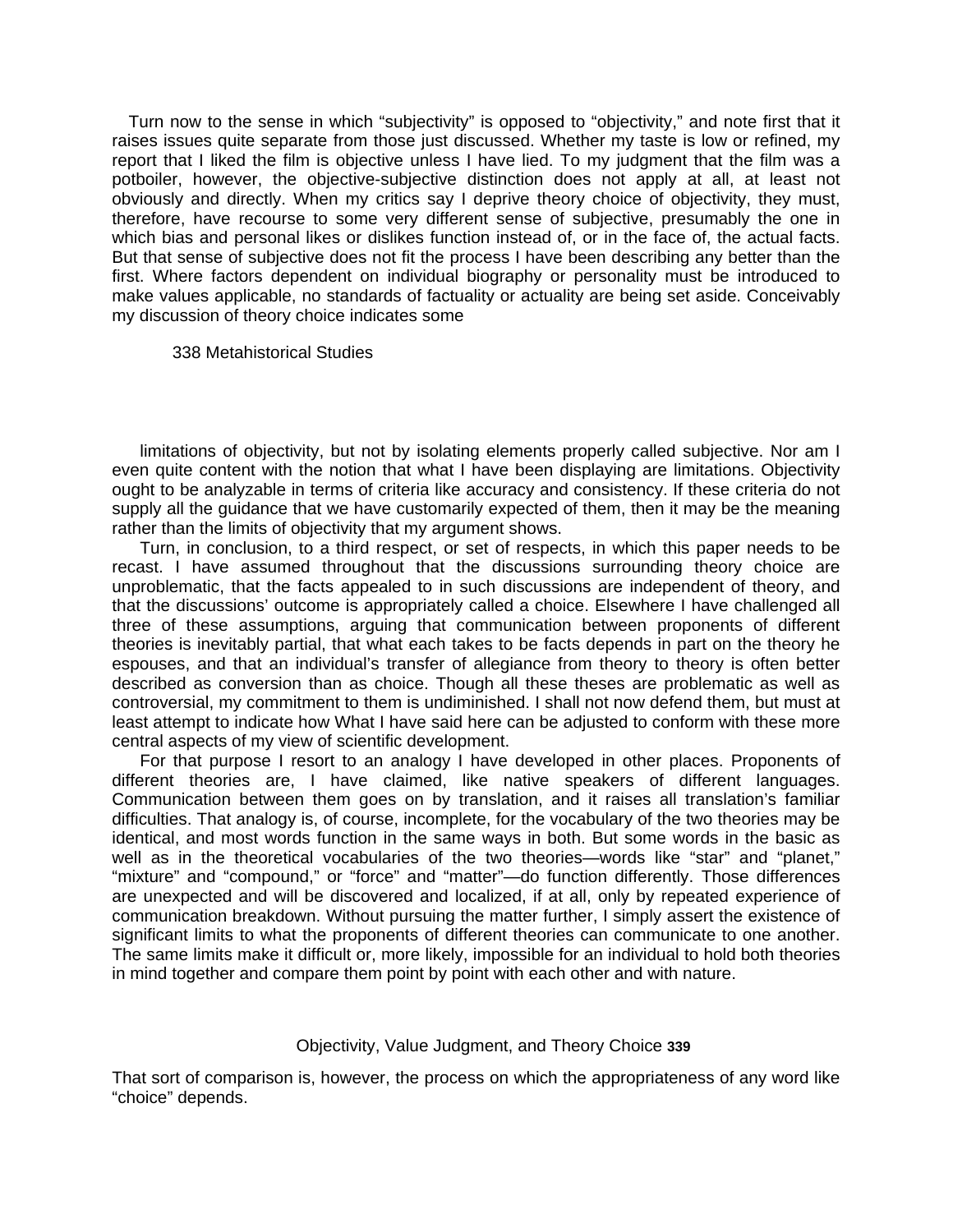Turn now to the sense in which "subjectivity" is opposed to "objectivity," and note first that it raises issues quite separate from those just discussed. Whether my taste is low or refined, my report that I liked the film is objective unless I have lied. To my judgment that the film was a potboiler, however, the objective-subjective distinction does not apply at all, at least not obviously and directly. When my critics say I deprive theory choice of objectivity, they must, therefore, have recourse to some very different sense of subjective, presumably the one in which bias and personal likes or dislikes function instead of, or in the face of, the actual facts. But that sense of subjective does not fit the process I have been describing any better than the first. Where factors dependent on individual biography or personality must be introduced to make values applicable, no standards of factuality or actuality are being set aside. Conceivably my discussion of theory choice indicates some limitations of objectivity, but not by isolating elements properly called subjective. Nor am I even quite content with the notion that what I have been displaying are limitations. Objectivity ought to be analyzable in terms of criteria like accuracy and consistency. If these criteria do not supply all the guidance that we have customarily expected of them, then it may be the meaning rather than the limits of objectivity that my argument shows.

Turn, in conclusion, to a third respect, or set of respects, in which this paper needs to be recast. I have assumed throughout that the discussions surrounding theory choice are unproblematic, that the facts appealed to in such discussions are independent of theory, and that the discussions' outcome is appropriately called a choice. Elsewhere I have challenged all three of these assumptions, arguing that communication between proponents of different theories is inevitably partial, that what each takes to be facts depends in part on the theory he espouses, and that an individual's transfer of allegiance from theory to theory is often better described as conversion than as choice. Though all these theses are problematic as well as controversial, my commitment to them is undiminished. I shall not now defend them, but must at least attempt to indicate how What I have said here can be adjusted to conform with these more central aspects of my view of scientific development.

For that purpose I resort to an analogy I have developed in other places. Proponents of different theories are, I have claimed, like native speakers of different languages. Communication between them goes on by translation, and it raises all translation's familiar difficulties. That analogy is, of course, incomplete, for the vocabulary of the two theories may be identical, and most words function in the same ways in both. But some words in the basic as well as in the theoretical vocabularies of the two theories—words like "star" and "planet," "mixture" and "compound," or "force" and "matter"—do function differently. Those differences are unexpected and will be discovered and localized, if at all, only by repeated experience of communication breakdown. Without pursuing the matter further, I simply assert the existence of significant limits to what the proponents of different theories can communicate to one another. The same limits make it difficult or, more likely, impossible for an individual to hold both theories in mind together and compare them point by point with each other and with nature. That sort of comparison is, however, the process on which the appropriateness of any word like "choice" depends.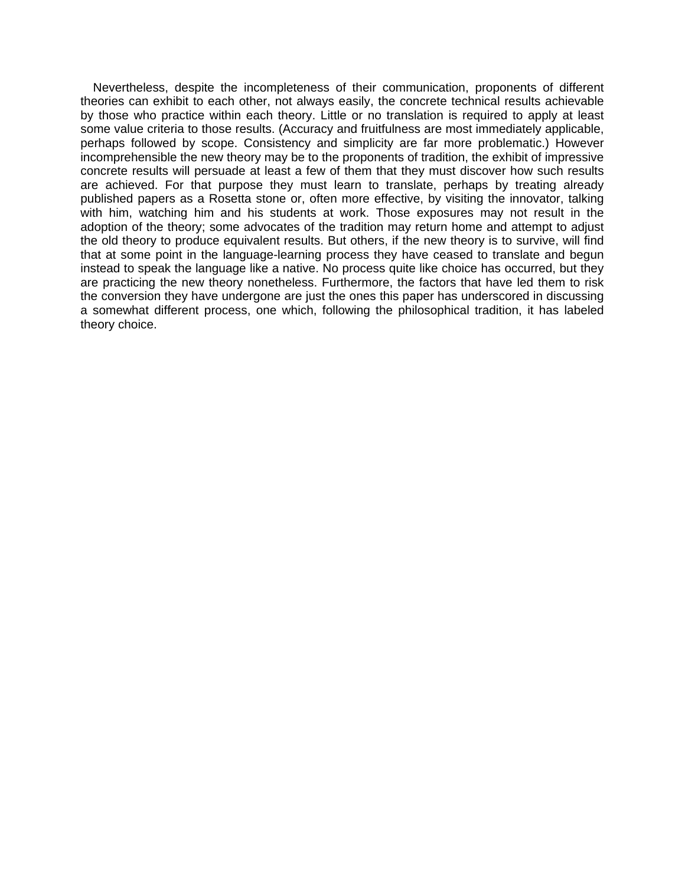Nevertheless, despite the incompleteness of their communication, proponents of different theories can exhibit to each other, not always easily, the concrete technical results achievable by those who practice within each theory. Little or no translation is required to apply at least some value criteria to those results. (Accuracy and fruitfulness are most immediately applicable, perhaps followed by scope. Consistency and simplicity are far more problematic.) However incomprehensible the new theory may be to the proponents of tradition, the exhibit of impressive concrete results will persuade at least a few of them that they must discover how such results are achieved. For that purpose they must learn to translate, perhaps by treating already published papers as a Rosetta stone or, often more effective, by visiting the innovator, talking with him, watching him and his students at work. Those exposures may not result in the adoption of the theory; some advocates of the tradition may return home and attempt to adjust the old theory to produce equivalent results. But others, if the new theory is to survive, will find that at some point in the language-learning process they have ceased to translate and begun instead to speak the language like a native. No process quite like choice has occurred, but they are practicing the new theory nonetheless. Furthermore, the factors that have led them to risk the conversion they have undergone are just the ones this paper has underscored in discussing a somewhat different process, one which, following the philosophical tradition, it has labeled theory choice.